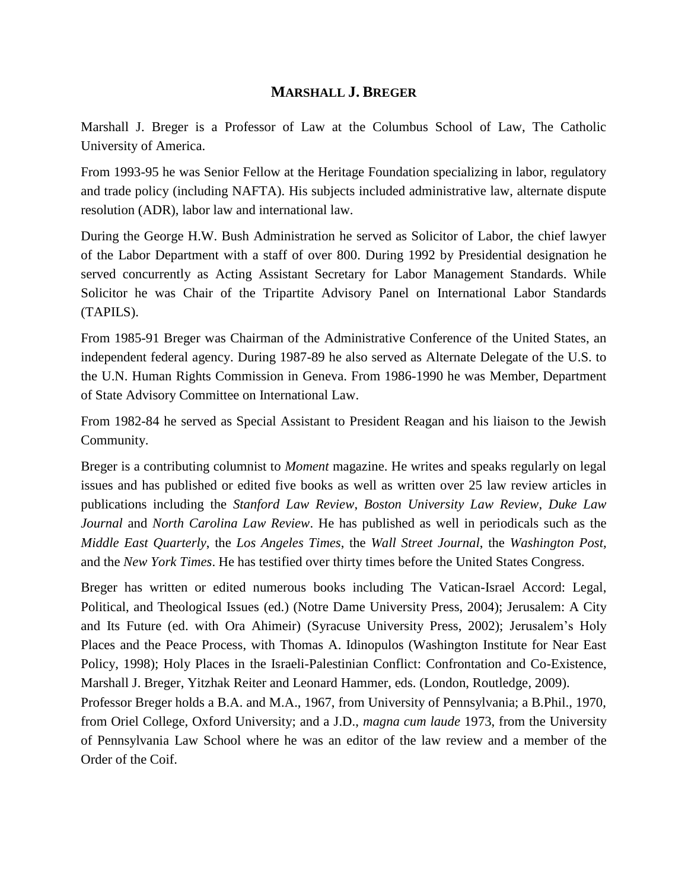# MARSHALL J. BREGER

Marshall J. Breger is a Professor of Law at the Columbus School of Law, The Catholic University of America.

From 1993-95 he was Senior Fellow at the Heritage Foundation specializing in labor, regulatory and trade policy (including NAFTA). His subjects included administrative law, alternate dispute resolution (ADR), labor law and international law.

During the George H.W. Bush Administration he served as Solicitor of Labor, the chief lawyer of the Labor Department with a staff of over 800. During 1992 by Presidential designation he served concurrently as Acting Assistant Secretary for Labor Management Standards. While Solicitor he was Chair of the Tripartite Advisory Panel on International Labor Standards (TAPILS).

From 1985-91 Breger was Chairman of the Administrative Conference of the United States, an independent federal agency. During 1987-89 he also served as Alternate Delegate of the U.S. to the U.N. Human Rights Commission in Geneva. From 1986-1990 he was Member, Department of State Advisory Committee on International Law.

From 1982-84 he served as Special Assistant to President Reagan and his liaison to the Jewish Community.

Breger is a contributing columnist to *Moment* magazine. He writes and speaks regularly on legal issues and has published or edited five books as well as written over 25 law review articles in publications including the *Stanford Law Review*, *Boston University Law Review*, *Duke Law Journal* and *North Carolina Law Review*. He has published as well in periodicals such as the *Middle East Quarterly*, the *Los Angeles Times*, the *Wall Street Journal*, the *Washington Post*, and the *New York Times*. He has testified over thirty times before the United States Congress.

Breger has written or edited numerous books including The Vatican-Israel Accord: Legal, Political, and Theological Issues (ed.) (Notre Dame University Press, 2004); Jerusalem: A City and Its Future (ed. with Ora Ahimeir) (Syracuse University Press, 2002); Jerusalem's Holy Places and the Peace Process, with Thomas A. Idinopulos (Washington Institute for Near East Policy, 1998); Holy Places in the Israeli-Palestinian Conflict: Confrontation and Co-Existence, Marshall J. Breger, Yitzhak Reiter and Leonard Hammer, eds. (London, Routledge, 2009).

Professor Breger holds a B.A. and M.A., 1967, from University of Pennsylvania; a B.Phil., 1970, from Oriel College, Oxford University; and a J.D., *magna cum laude* 1973, from the University of Pennsylvania Law School where he was an editor of the law review and a member of the Order of the Coif.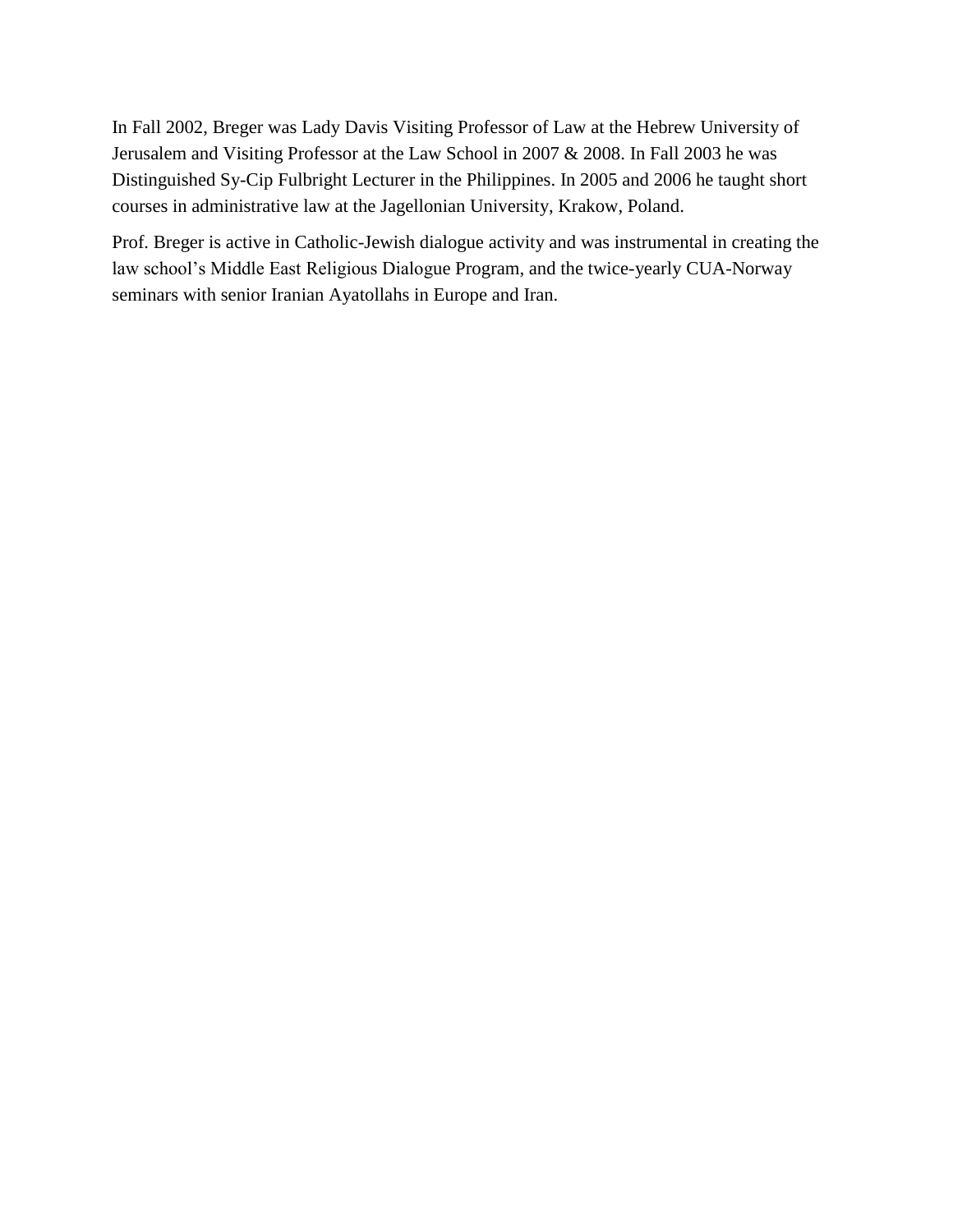In Fall 2002, Breger was Lady Davis Visiting Professor of Law at the Hebrew University of Jerusalem and Visiting Professor at the Law School in 2007 & 2008. In Fall 2003 he was Distinguished Sy-Cip Fulbright Lecturer in the Philippines. In 2005 and 2006 he taught short courses in administrative law at the Jagellonian University, Krakow, Poland.

Prof. Breger is active in Catholic-Jewish dialogue activity and was instrumental in creating the law school's Middle East Religious Dialogue Program, and the twice-yearly CUA-Norway seminars with senior Iranian Ayatollahs in Europe and Iran.